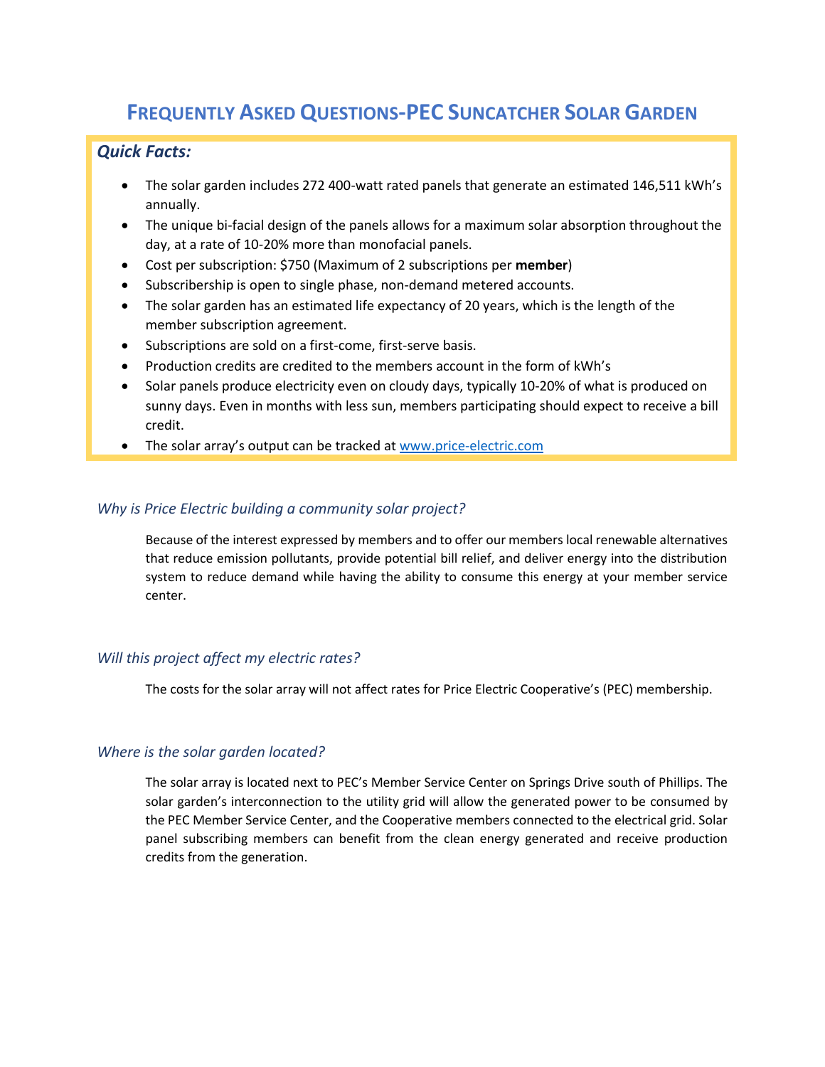# Frequently Asked Questions-PEC Suncatcher Solar Garden

***Quick Facts:***

- The solar garden includes 272 400-watt rated panels that generate an estimated 146,511 kWh's annually.
- The unique bi-facial design of the panels allows for a maximum solar absorption throughout the day, at a rate of 10-20% more than monofacial panels.
- Cost per subscription: $750 (Maximum of 2 subscriptions per **member**)
- Subscribership is open to single phase, non-demand metered accounts.
- The solar garden has an estimated life expectancy of 20 years, which is the length of the member subscription agreement.
- Subscriptions are sold on a first-come, first-serve basis.
- Production credits are credited to the members account in the form of kWh's
- Solar panels produce electricity even on cloudy days, typically 10-20% of what is produced on sunny days. Even in months with less sun, members participating should expect to receive a bill credit.
- The solar array's output can be tracked at [www.price-electric.com](http://www.price-electric.com)

### *Why is Price Electric building a community solar project?*

Because of the interest expressed by members and to offer our members local renewable alternatives that reduce emission pollutants, provide potential bill relief, and deliver energy into the distribution system to reduce demand while having the ability to consume this energy at your member service center.

### *Will this project affect my electric rates?*

The costs for the solar array will not affect rates for Price Electric Cooperative's (PEC) membership.

### *Where is the solar garden located?*

The solar array is located next to PEC's Member Service Center on Springs Drive south of Phillips. The solar garden's interconnection to the utility grid will allow the generated power to be consumed by the PEC Member Service Center, and the Cooperative members connected to the electrical grid. Solar panel subscribing members can benefit from the clean energy generated and receive production credits from the generation.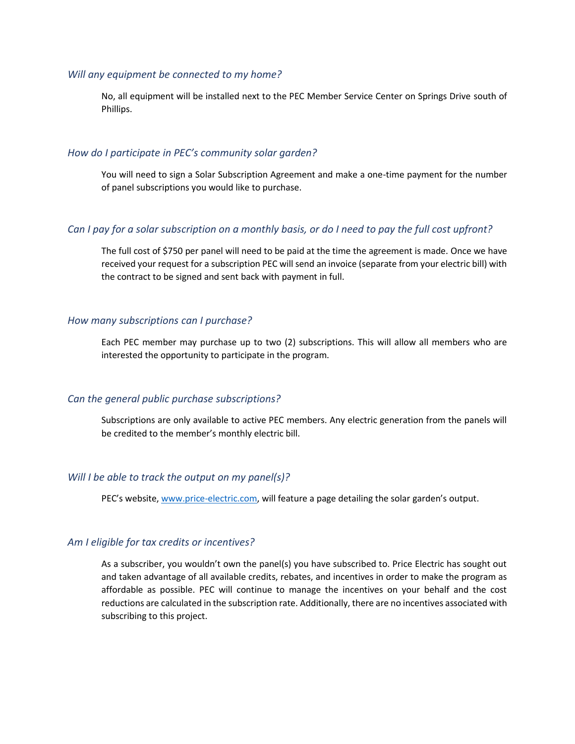### *Will any equipment be connected to my home?*

No, all equipment will be installed next to the PEC Member Service Center on Springs Drive south of Phillips.

### *How do I participate in PEC's community solar garden?*

You will need to sign a Solar Subscription Agreement and make a one-time payment for the number of panel subscriptions you would like to purchase.

### *Can I pay for a solar subscription on a monthly basis, or do I need to pay the full cost upfront?*

The full cost of $750 per panel will need to be paid at the time the agreement is made. Once we have received your request for a subscription PEC will send an invoice (separate from your electric bill) with the contract to be signed and sent back with payment in full.

### *How many subscriptions can I purchase?*

Each PEC member may purchase up to two (2) subscriptions. This will allow all members who are interested the opportunity to participate in the program.

### *Can the general public purchase subscriptions?*

Subscriptions are only available to active PEC members. Any electric generation from the panels will be credited to the member's monthly electric bill.

### *Will I be able to track the output on my panel(s)?*

PEC's website, [www.price-electric.com](http://www.price-electric.com), will feature a page detailing the solar garden's output.

### *Am I eligible for tax credits or incentives?*

As a subscriber, you wouldn't own the panel(s) you have subscribed to. Price Electric has sought out and taken advantage of all available credits, rebates, and incentives in order to make the program as affordable as possible. PEC will continue to manage the incentives on your behalf and the cost reductions are calculated in the subscription rate. Additionally, there are no incentives associated with subscribing to this project.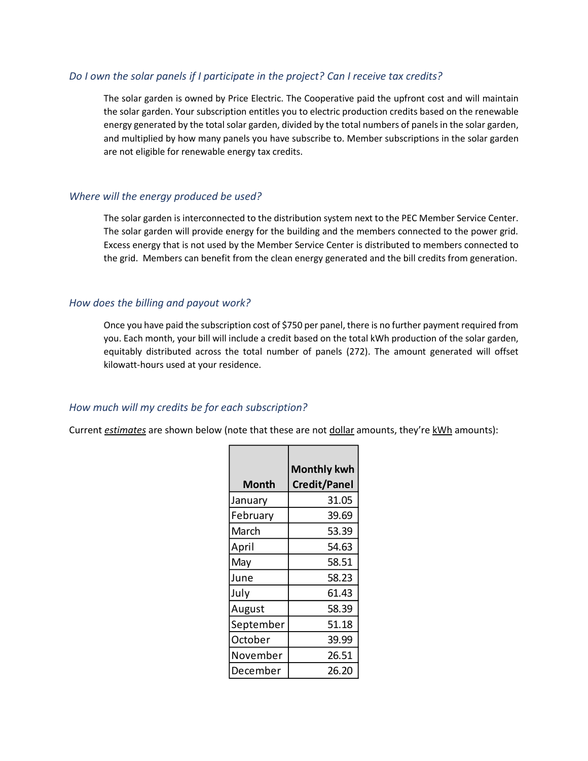### *Do I own the solar panels if I participate in the project? Can I receive tax credits?*

The solar garden is owned by Price Electric. The Cooperative paid the upfront cost and will maintain the solar garden. Your subscription entitles you to electric production credits based on the renewable energy generated by the total solar garden, divided by the total numbers of panels in the solar garden, and multiplied by how many panels you have subscribe to. Member subscriptions in the solar garden are not eligible for renewable energy tax credits.

### *Where will the energy produced be used?*

The solar garden is interconnected to the distribution system next to the PEC Member Service Center. The solar garden will provide energy for the building and the members connected to the power grid. Excess energy that is not used by the Member Service Center is distributed to members connected to the grid. Members can benefit from the clean energy generated and the bill credits from generation.

### *How does the billing and payout work?*

Once you have paid the subscription cost of $750 per panel, there is no further payment required from you. Each month, your bill will include a credit based on the total kWh production of the solar garden, equitably distributed across the total number of panels (272). The amount generated will offset kilowatt-hours used at your residence.

### *How much will my credits be for each subscription?*

Current *estimates* are shown below (note that these are not <u>dollar</u> amounts, they're <u>kWh</u> amounts):

| Month | Monthly kwh Credit/Panel |
|---|---|
| January | 31.05 |
| February | 39.69 |
| March | 53.39 |
| April | 54.63 |
| May | 58.51 |
| June | 58.23 |
| July | 61.43 |
| August | 58.39 |
| September | 51.18 |
| October | 39.99 |
| November | 26.51 |
| December | 26.20 |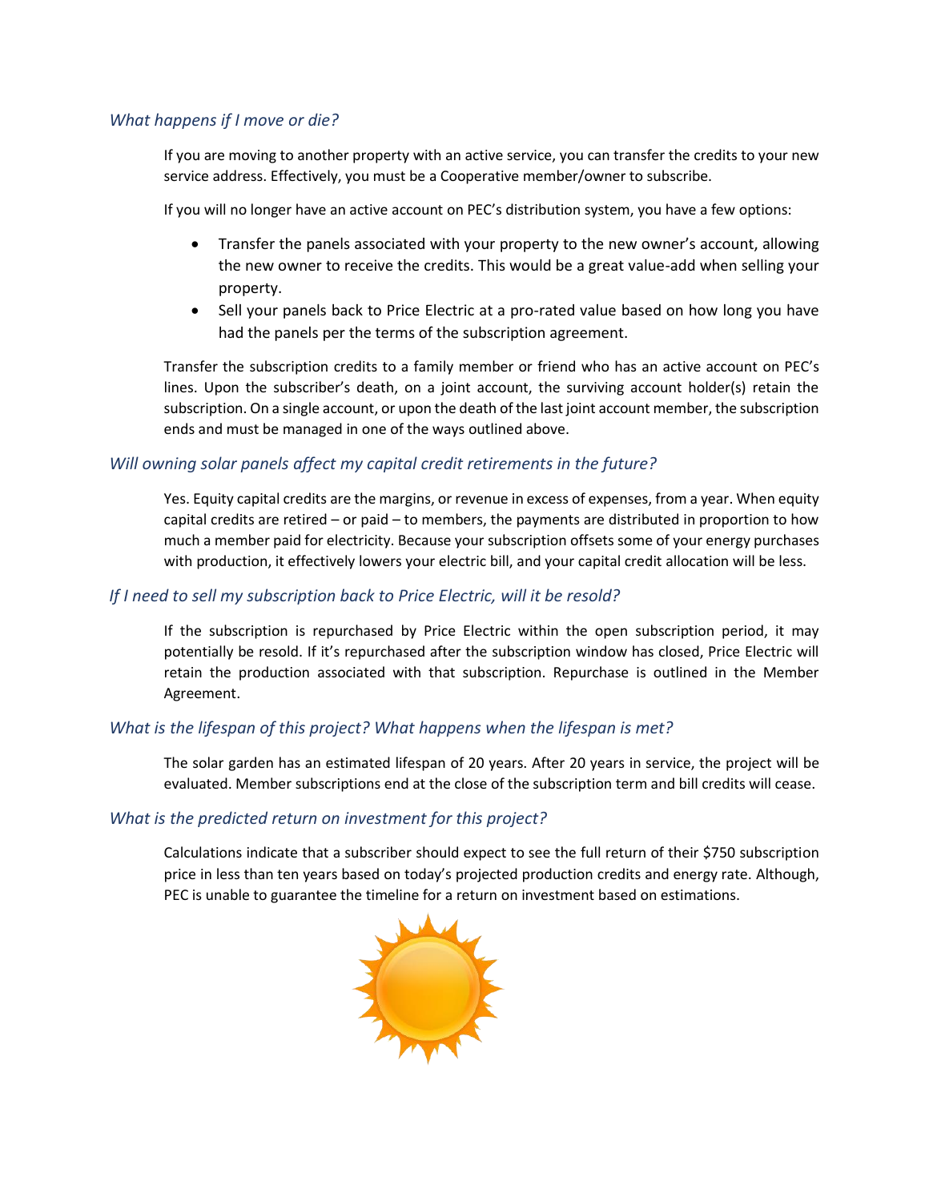### *What happens if I move or die?*

If you are moving to another property with an active service, you can transfer the credits to your new service address. Effectively, you must be a Cooperative member/owner to subscribe.

If you will no longer have an active account on PEC's distribution system, you have a few options:

- Transfer the panels associated with your property to the new owner's account, allowing the new owner to receive the credits. This would be a great value-add when selling your property.
- Sell your panels back to Price Electric at a pro-rated value based on how long you have had the panels per the terms of the subscription agreement.

Transfer the subscription credits to a family member or friend who has an active account on PEC's lines. Upon the subscriber's death, on a joint account, the surviving account holder(s) retain the subscription. On a single account, or upon the death of the last joint account member, the subscription ends and must be managed in one of the ways outlined above.

### *Will owning solar panels affect my capital credit retirements in the future?*

Yes. Equity capital credits are the margins, or revenue in excess of expenses, from a year. When equity capital credits are retired – or paid – to members, the payments are distributed in proportion to how much a member paid for electricity. Because your subscription offsets some of your energy purchases with production, it effectively lowers your electric bill, and your capital credit allocation will be less.

### *If I need to sell my subscription back to Price Electric, will it be resold?*

If the subscription is repurchased by Price Electric within the open subscription period, it may potentially be resold. If it's repurchased after the subscription window has closed, Price Electric will retain the production associated with that subscription. Repurchase is outlined in the Member Agreement.

### *What is the lifespan of this project? What happens when the lifespan is met?*

The solar garden has an estimated lifespan of 20 years. After 20 years in service, the project will be evaluated. Member subscriptions end at the close of the subscription term and bill credits will cease.

### *What is the predicted return on investment for this project?*

Calculations indicate that a subscriber should expect to see the full return of their $750 subscription price in less than ten years based on today's projected production credits and energy rate. Although, PEC is unable to guarantee the timeline for a return on investment based on estimations.